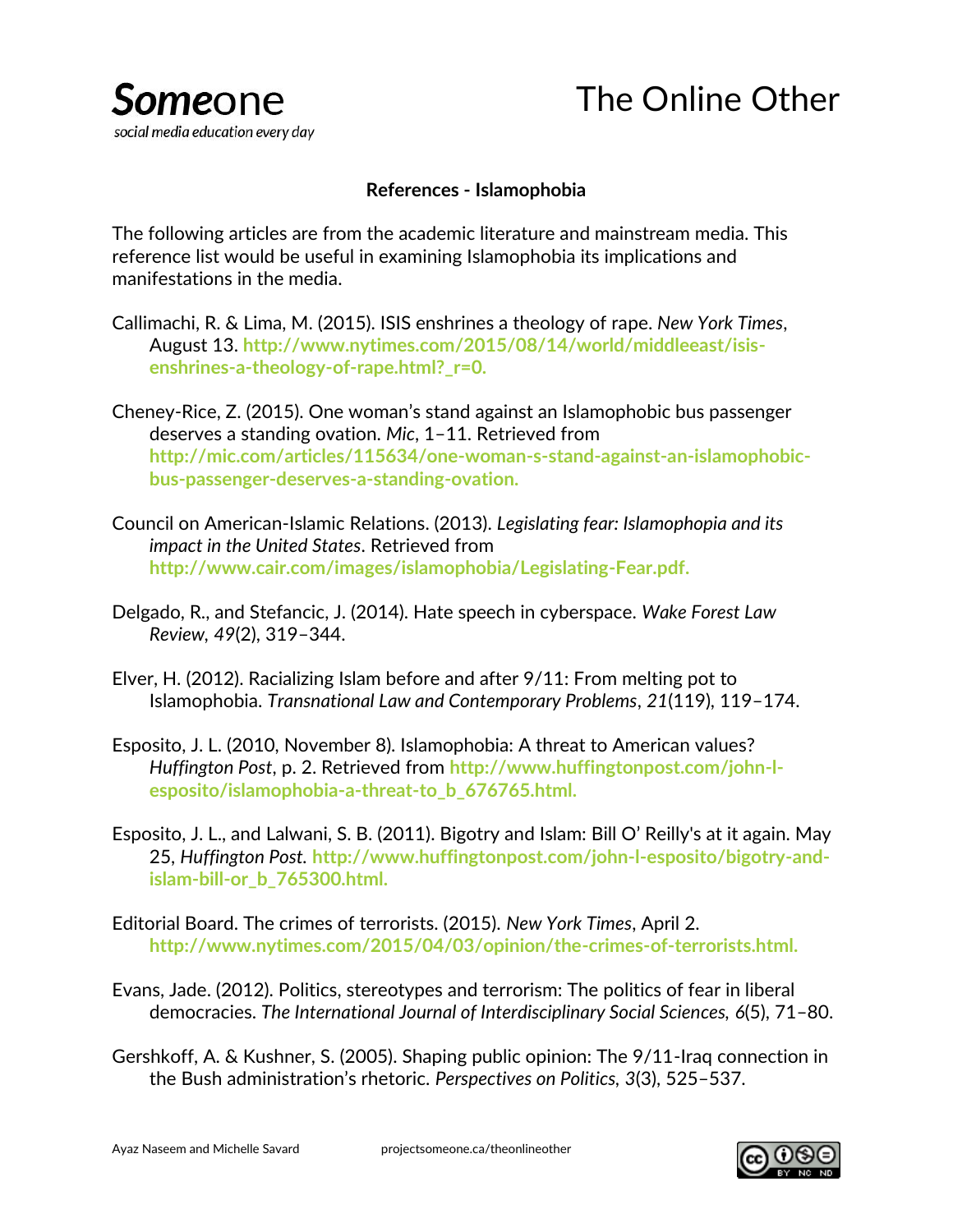**References - Islamophobia**

The following articles are from the academic literature and mainstream media. This reference list would be useful in examining Islamophobia its implications and manifestations in the media.

Callimachi, R. & Lima, M. (2015). ISIS enshrines a theology of rape. *New York Times*, August 13. http://www.nytimes.com/2015/08/14/world/middleeast/isis-enshrines-a-theology-of-rape.html?_r=0.

Cheney-Rice, Z. (2015). One woman's stand against an Islamophobic bus passenger deserves a standing ovation. *Mic*, 1–11. Retrieved from http://mic.com/articles/115634/one-woman-s-stand-against-an-islamophobic-bus-passenger-deserves-a-standing-ovation.

Council on American-Islamic Relations. (2013). *Legislating fear: Islamophopia and its impact in the United States*. Retrieved from http://www.cair.com/images/islamophobia/Legislating-Fear.pdf.

Delgado, R., and Stefancic, J. (2014). Hate speech in cyberspace. *Wake Forest Law Review*, *49*(2), 319–344.

Elver, H. (2012). Racializing Islam before and after 9/11: From melting pot to Islamophobia. *Transnational Law and Contemporary Problems*, *21*(119), 119–174.

Esposito, J. L. (2010, November 8). Islamophobia: A threat to American values? *Huffington Post*, p. 2. Retrieved from http://www.huffingtonpost.com/john-l-esposito/islamophobia-a-threat-to_b_676765.html.

Esposito, J. L., and Lalwani, S. B. (2011). Bigotry and Islam: Bill O' Reilly's at it again. May 25, *Huffington Post.* http://www.huffingtonpost.com/john-l-esposito/bigotry-and-islam-bill-or_b_765300.html.

Editorial Board. The crimes of terrorists. (2015). *New York Times*, April 2. http://www.nytimes.com/2015/04/03/opinion/the-crimes-of-terrorists.html.

Evans, Jade. (2012). Politics, stereotypes and terrorism: The politics of fear in liberal democracies. *The International Journal of Interdisciplinary Social Sciences, 6*(5), 71–80.

Gershkoff, A. & Kushner, S. (2005). Shaping public opinion: The 9/11-Iraq connection in the Bush administration's rhetoric. *Perspectives on Politics*, *3*(3), 525–537.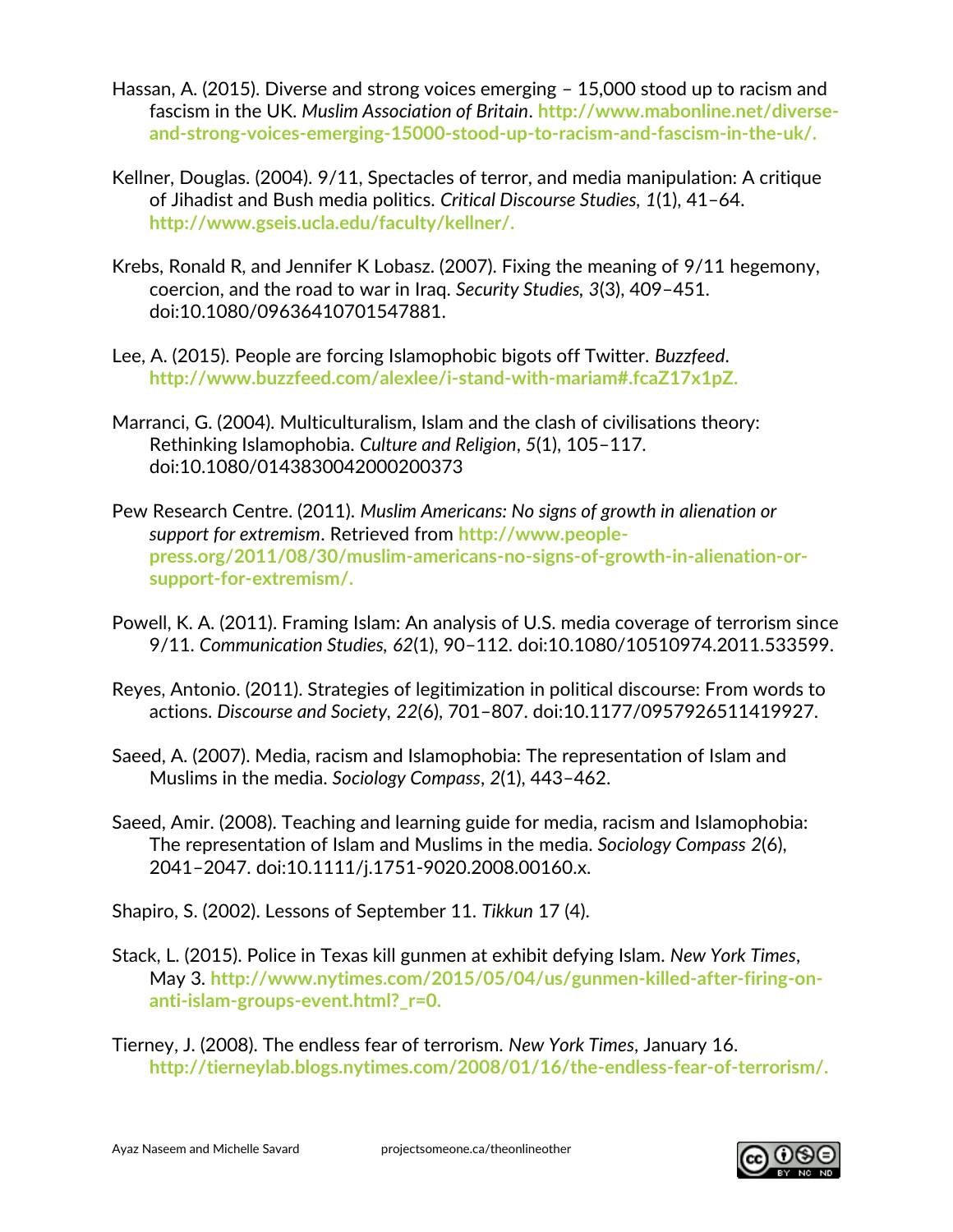Hassan, A. (2015). Diverse and strong voices emerging – 15,000 stood up to racism and fascism in the UK. *Muslim Association of Britain*. **http://www.mabonline.net/diverse-and-strong-voices-emerging-15000-stood-up-to-racism-and-fascism-in-the-uk/.**

Kellner, Douglas. (2004). 9/11, Spectacles of terror, and media manipulation: A critique of Jihadist and Bush media politics. *Critical Discourse Studies*, *1*(1), 41–64. **http://www.gseis.ucla.edu/faculty/kellner/.**

Krebs, Ronald R, and Jennifer K Lobasz. (2007). Fixing the meaning of 9/11 hegemony, coercion, and the road to war in Iraq. *Security Studies*, *3*(3), 409–451. doi:10.1080/09636410701547881.

Lee, A. (2015). People are forcing Islamophobic bigots off Twitter. *Buzzfeed*. **http://www.buzzfeed.com/alexlee/i-stand-with-mariam#.fcaZ17x1pZ.**

Marranci, G. (2004). Multiculturalism, Islam and the clash of civilisations theory: Rethinking Islamophobia. *Culture and Religion*, *5*(1), 105–117. doi:10.1080/0143830042000200373

Pew Research Centre. (2011). *Muslim Americans: No signs of growth in alienation or support for extremism*. Retrieved from **http://www.people-press.org/2011/08/30/muslim-americans-no-signs-of-growth-in-alienation-or-support-for-extremism/.**

Powell, K. A. (2011). Framing Islam: An analysis of U.S. media coverage of terrorism since 9/11. *Communication Studies*, *62*(1), 90–112. doi:10.1080/10510974.2011.533599.

Reyes, Antonio. (2011). Strategies of legitimization in political discourse: From words to actions. *Discourse and Society*, *22*(6), 701–807. doi:10.1177/0957926511419927.

Saeed, A. (2007). Media, racism and Islamophobia: The representation of Islam and Muslims in the media. *Sociology Compass*, *2*(1), 443–462.

Saeed, Amir. (2008). Teaching and learning guide for media, racism and Islamophobia: The representation of Islam and Muslims in the media. *Sociology Compass 2*(6), 2041–2047. doi:10.1111/j.1751-9020.2008.00160.x.

Shapiro, S. (2002). Lessons of September 11. *Tikkun* 17 (4).

Stack, L. (2015). Police in Texas kill gunmen at exhibit defying Islam. *New York Times*, May 3. **http://www.nytimes.com/2015/05/04/us/gunmen-killed-after-firing-on-anti-islam-groups-event.html?_r=0.**

Tierney, J. (2008). The endless fear of terrorism. *New York Times*, January 16. **http://tierneylab.blogs.nytimes.com/2008/01/16/the-endless-fear-of-terrorism/.**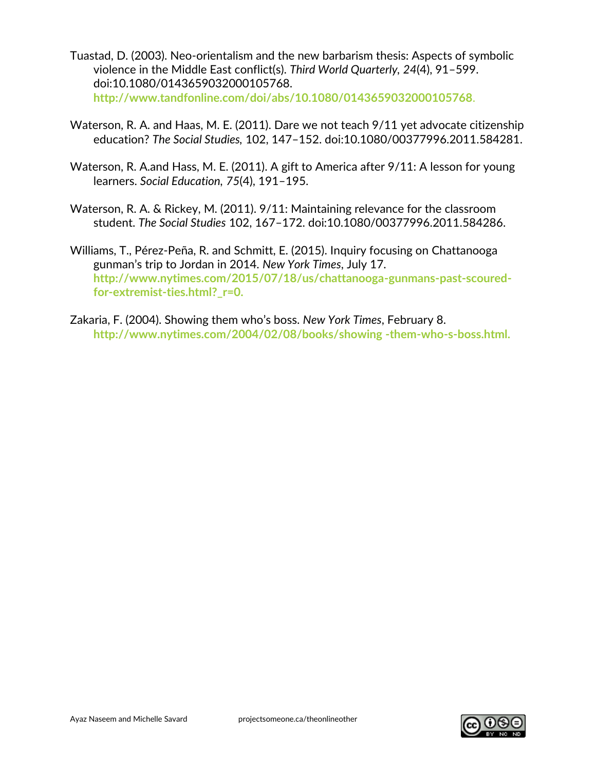Tuastad, D. (2003). Neo-orientalism and the new barbarism thesis: Aspects of symbolic violence in the Middle East conflict(s). *Third World Quarterly*, *24*(4), 91–599. doi:10.1080/0143659032000105768. **http://www.tandfonline.com/doi/abs/10.1080/0143659032000105768**.

Waterson, R. A. and Haas, M. E. (2011). Dare we not teach 9/11 yet advocate citizenship education? *The Social Studies*, 102, 147–152. doi:10.1080/00377996.2011.584281.

Waterson, R. A.and Hass, M. E. (2011). A gift to America after 9/11: A lesson for young learners. *Social Education*, *75*(4), 191–195.

Waterson, R. A. & Rickey, M. (2011). 9/11: Maintaining relevance for the classroom student. *The Social Studies* 102, 167–172. doi:10.1080/00377996.2011.584286.

Williams, T., Pérez-Peña, R. and Schmitt, E. (2015). Inquiry focusing on Chattanooga gunman's trip to Jordan in 2014. *New York Times*, July 17. **http://www.nytimes.com/2015/07/18/us/chattanooga-gunmans-past-scoured-for-extremist-ties.html?_r=0.**

Zakaria, F. (2004). Showing them who's boss. *New York Times*, February 8. **http://www.nytimes.com/2004/02/08/books/showing -them-who-s-boss.html.**